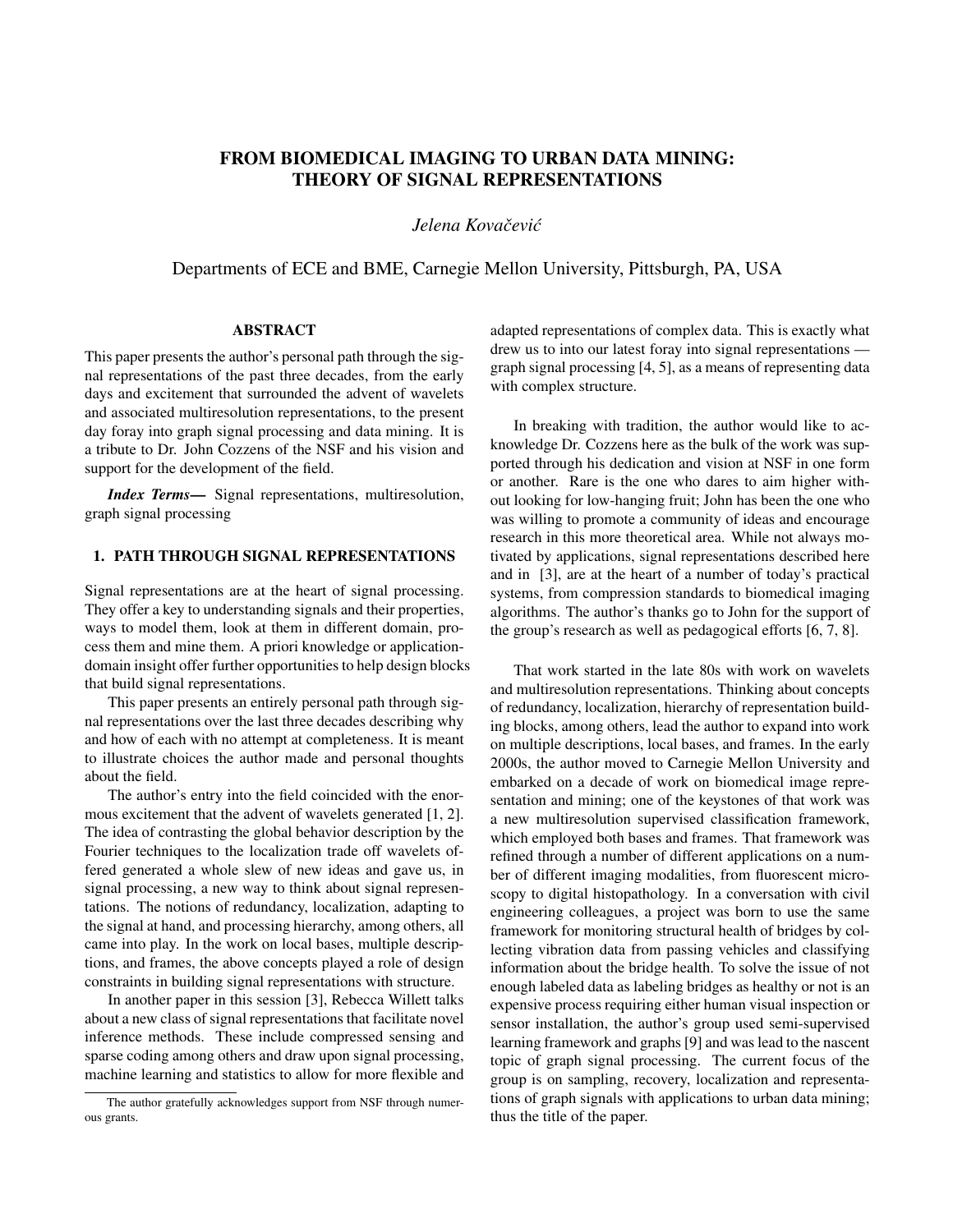# FROM BIOMEDICAL IMAGING TO URBAN DATA MINING: THEORY OF SIGNAL REPRESENTATIONS

*Jelena Kovačević*

Departments of ECE and BME, Carnegie Mellon University, Pittsburgh, PA, USA

## ABSTRACT

This paper presents the author's personal path through the signal representations of the past three decades, from the early days and excitement that surrounded the advent of wavelets and associated multiresolution representations, to the present day foray into graph signal processing and data mining. It is a tribute to Dr. John Cozzens of the NSF and his vision and support for the development of the field.

***Index Terms*—** Signal representations, multiresolution, graph signal processing

## 1. PATH THROUGH SIGNAL REPRESENTATIONS

Signal representations are at the heart of signal processing. They offer a key to understanding signals and their properties, ways to model them, look at them in different domain, process them and mine them. A priori knowledge or application-domain insight offer further opportunities to help design blocks that build signal representations.

This paper presents an entirely personal path through signal representations over the last three decades describing why and how of each with no attempt at completeness. It is meant to illustrate choices the author made and personal thoughts about the field.

The author's entry into the field coincided with the enormous excitement that the advent of wavelets generated [1, 2]. The idea of contrasting the global behavior description by the Fourier techniques to the localization trade off wavelets offered generated a whole slew of new ideas and gave us, in signal processing, a new way to think about signal representations. The notions of redundancy, localization, adapting to the signal at hand, and processing hierarchy, among others, all came into play. In the work on local bases, multiple descriptions, and frames, the above concepts played a role of design constraints in building signal representations with structure.

In another paper in this session [3], Rebecca Willett talks about a new class of signal representations that facilitate novel inference methods. These include compressed sensing and sparse coding among others and draw upon signal processing, machine learning and statistics to allow for more flexible and adapted representations of complex data. This is exactly what drew us to into our latest foray into signal representations — graph signal processing [4, 5], as a means of representing data with complex structure.

In breaking with tradition, the author would like to acknowledge Dr. Cozzens here as the bulk of the work was supported through his dedication and vision at NSF in one form or another. Rare is the one who dares to aim higher without looking for low-hanging fruit; John has been the one who was willing to promote a community of ideas and encourage research in this more theoretical area. While not always motivated by applications, signal representations described here and in [3], are at the heart of a number of today's practical systems, from compression standards to biomedical imaging algorithms. The author's thanks go to John for the support of the group's research as well as pedagogical efforts [6, 7, 8].

That work started in the late 80s with work on wavelets and multiresolution representations. Thinking about concepts of redundancy, localization, hierarchy of representation building blocks, among others, lead the author to expand into work on multiple descriptions, local bases, and frames. In the early 2000s, the author moved to Carnegie Mellon University and embarked on a decade of work on biomedical image representation and mining; one of the keystones of that work was a new multiresolution supervised classification framework, which employed both bases and frames. That framework was refined through a number of different applications on a number of different imaging modalities, from fluorescent microscopy to digital histopathology. In a conversation with civil engineering colleagues, a project was born to use the same framework for monitoring structural health of bridges by collecting vibration data from passing vehicles and classifying information about the bridge health. To solve the issue of not enough labeled data as labeling bridges as healthy or not is an expensive process requiring either human visual inspection or sensor installation, the author's group used semi-supervised learning framework and graphs [9] and was lead to the nascent topic of graph signal processing. The current focus of the group is on sampling, recovery, localization and representations of graph signals with applications to urban data mining; thus the title of the paper.

---

The author gratefully acknowledges support from NSF through numerous grants.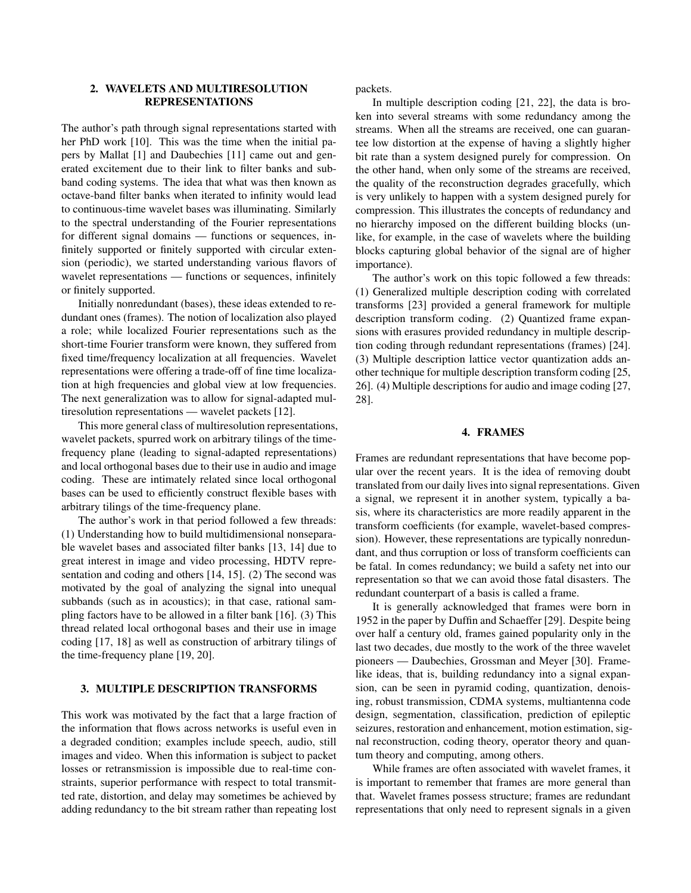## 2. WAVELETS AND MULTIRESOLUTION REPRESENTATIONS

The author's path through signal representations started with her PhD work [10]. This was the time when the initial papers by Mallat [1] and Daubechies [11] came out and generated excitement due to their link to filter banks and subband coding systems. The idea that what was then known as octave-band filter banks when iterated to infinity would lead to continuous-time wavelet bases was illuminating. Similarly to the spectral understanding of the Fourier representations for different signal domains — functions or sequences, infinitely supported or finitely supported with circular extension (periodic), we started understanding various flavors of wavelet representations — functions or sequences, infinitely or finitely supported.

Initially nonredundant (bases), these ideas extended to redundant ones (frames). The notion of localization also played a role; while localized Fourier representations such as the short-time Fourier transform were known, they suffered from fixed time/frequency localization at all frequencies. Wavelet representations were offering a trade-off of fine time localization at high frequencies and global view at low frequencies. The next generalization was to allow for signal-adapted multiresolution representations — wavelet packets [12].

This more general class of multiresolution representations, wavelet packets, spurred work on arbitrary tilings of the time-frequency plane (leading to signal-adapted representations) and local orthogonal bases due to their use in audio and image coding. These are intimately related since local orthogonal bases can be used to efficiently construct flexible bases with arbitrary tilings of the time-frequency plane.

The author's work in that period followed a few threads: (1) Understanding how to build multidimensional nonseparable wavelet bases and associated filter banks [13, 14] due to great interest in image and video processing, HDTV representation and coding and others [14, 15]. (2) The second was motivated by the goal of analyzing the signal into unequal subbands (such as in acoustics); in that case, rational sampling factors have to be allowed in a filter bank [16]. (3) This thread related local orthogonal bases and their use in image coding [17, 18] as well as construction of arbitrary tilings of the time-frequency plane [19, 20].

## 3. MULTIPLE DESCRIPTION TRANSFORMS

This work was motivated by the fact that a large fraction of the information that flows across networks is useful even in a degraded condition; examples include speech, audio, still images and video. When this information is subject to packet losses or retransmission is impossible due to real-time constraints, superior performance with respect to total transmitted rate, distortion, and delay may sometimes be achieved by adding redundancy to the bit stream rather than repeating lost packets.

In multiple description coding [21, 22], the data is broken into several streams with some redundancy among the streams. When all the streams are received, one can guarantee low distortion at the expense of having a slightly higher bit rate than a system designed purely for compression. On the other hand, when only some of the streams are received, the quality of the reconstruction degrades gracefully, which is very unlikely to happen with a system designed purely for compression. This illustrates the concepts of redundancy and no hierarchy imposed on the different building blocks (unlike, for example, in the case of wavelets where the building blocks capturing global behavior of the signal are of higher importance).

The author's work on this topic followed a few threads: (1) Generalized multiple description coding with correlated transforms [23] provided a general framework for multiple description transform coding. (2) Quantized frame expansions with erasures provided redundancy in multiple description coding through redundant representations (frames) [24]. (3) Multiple description lattice vector quantization adds another technique for multiple description transform coding [25, 26]. (4) Multiple descriptions for audio and image coding [27, 28].

## 4. FRAMES

Frames are redundant representations that have become popular over the recent years. It is the idea of removing doubt translated from our daily lives into signal representations. Given a signal, we represent it in another system, typically a basis, where its characteristics are more readily apparent in the transform coefficients (for example, wavelet-based compression). However, these representations are typically nonredundant, and thus corruption or loss of transform coefficients can be fatal. In comes redundancy; we build a safety net into our representation so that we can avoid those fatal disasters. The redundant counterpart of a basis is called a frame.

It is generally acknowledged that frames were born in 1952 in the paper by Duffin and Schaeffer [29]. Despite being over half a century old, frames gained popularity only in the last two decades, due mostly to the work of the three wavelet pioneers — Daubechies, Grossman and Meyer [30]. Frame-like ideas, that is, building redundancy into a signal expansion, can be seen in pyramid coding, quantization, denoising, robust transmission, CDMA systems, multiantenna code design, segmentation, classification, prediction of epileptic seizures, restoration and enhancement, motion estimation, signal reconstruction, coding theory, operator theory and quantum theory and computing, among others.

While frames are often associated with wavelet frames, it is important to remember that frames are more general than that. Wavelet frames possess structure; frames are redundant representations that only need to represent signals in a given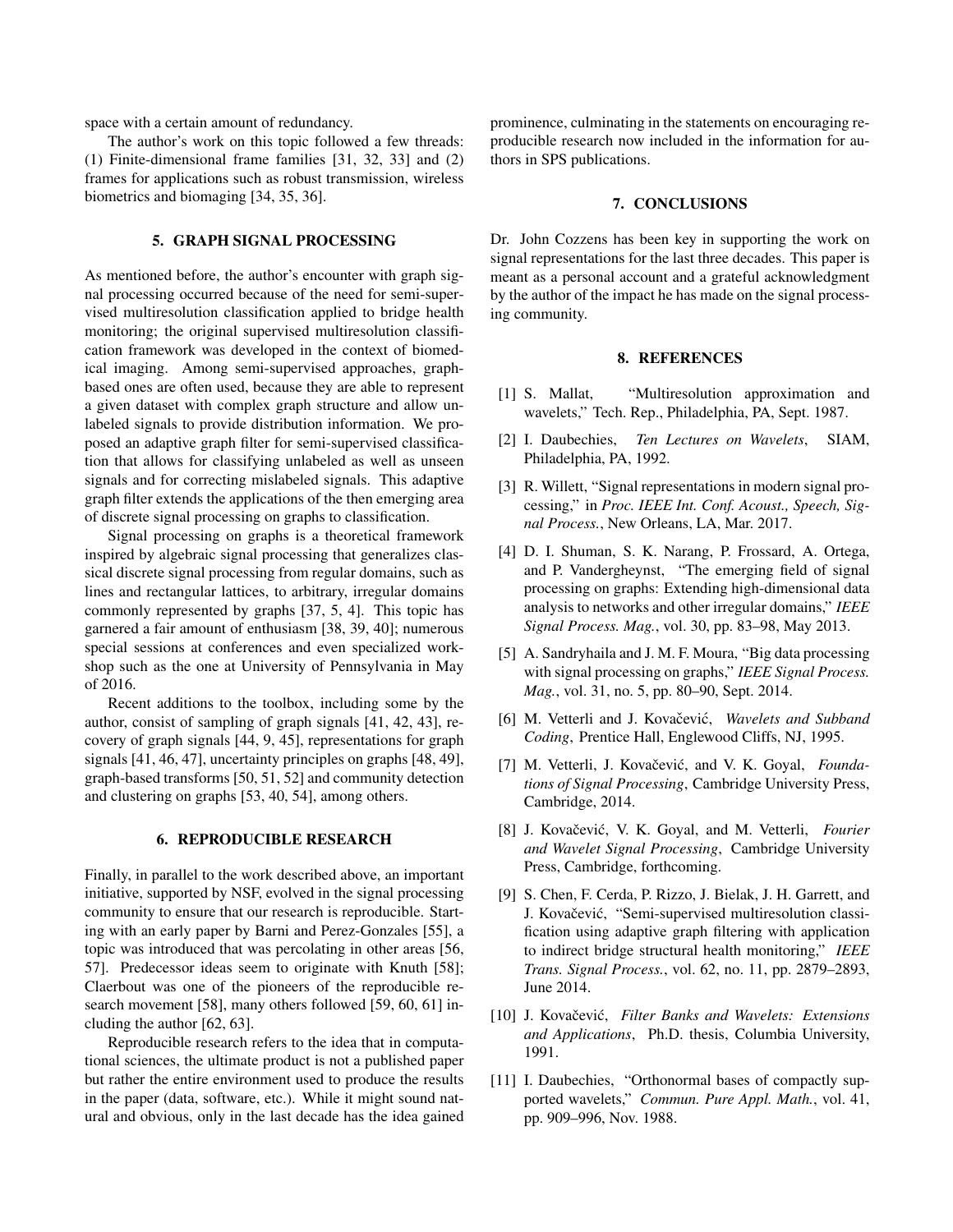space with a certain amount of redundancy.

The author's work on this topic followed a few threads: (1) Finite-dimensional frame families [31, 32, 33] and (2) frames for applications such as robust transmission, wireless biometrics and biomaging [34, 35, 36].

## 5. GRAPH SIGNAL PROCESSING

As mentioned before, the author's encounter with graph signal processing occurred because of the need for semi-supervised multiresolution classification applied to bridge health monitoring; the original supervised multiresolution classification framework was developed in the context of biomedical imaging. Among semi-supervised approaches, graph-based ones are often used, because they are able to represent a given dataset with complex graph structure and allow unlabeled signals to provide distribution information. We proposed an adaptive graph filter for semi-supervised classification that allows for classifying unlabeled as well as unseen signals and for correcting mislabeled signals. This adaptive graph filter extends the applications of the then emerging area of discrete signal processing on graphs to classification.

Signal processing on graphs is a theoretical framework inspired by algebraic signal processing that generalizes classical discrete signal processing from regular domains, such as lines and rectangular lattices, to arbitrary, irregular domains commonly represented by graphs [37, 5, 4]. This topic has garnered a fair amount of enthusiasm [38, 39, 40]; numerous special sessions at conferences and even specialized workshop such as the one at University of Pennsylvania in May of 2016.

Recent additions to the toolbox, including some by the author, consist of sampling of graph signals [41, 42, 43], recovery of graph signals [44, 9, 45], representations for graph signals [41, 46, 47], uncertainty principles on graphs [48, 49], graph-based transforms [50, 51, 52] and community detection and clustering on graphs [53, 40, 54], among others.

## 6. REPRODUCIBLE RESEARCH

Finally, in parallel to the work described above, an important initiative, supported by NSF, evolved in the signal processing community to ensure that our research is reproducible. Starting with an early paper by Barni and Perez-Gonzales [55], a topic was introduced that was percolating in other areas [56, 57]. Predecessor ideas seem to originate with Knuth [58]; Claerbout was one of the pioneers of the reproducible research movement [58], many others followed [59, 60, 61] including the author [62, 63].

Reproducible research refers to the idea that in computational sciences, the ultimate product is not a published paper but rather the entire environment used to produce the results in the paper (data, software, etc.). While it might sound natural and obvious, only in the last decade has the idea gained prominence, culminating in the statements on encouraging reproducible research now included in the information for authors in SPS publications.

## 7. CONCLUSIONS

Dr. John Cozzens has been key in supporting the work on signal representations for the last three decades. This paper is meant as a personal account and a grateful acknowledgment by the author of the impact he has made on the signal processing community.

## 8. REFERENCES

[1] S. Mallat, "Multiresolution approximation and wavelets," Tech. Rep., Philadelphia, PA, Sept. 1987.

[2] I. Daubechies, *Ten Lectures on Wavelets*, SIAM, Philadelphia, PA, 1992.

[3] R. Willett, "Signal representations in modern signal processing," in *Proc. IEEE Int. Conf. Acoust., Speech, Signal Process.*, New Orleans, LA, Mar. 2017.

[4] D. I. Shuman, S. K. Narang, P. Frossard, A. Ortega, and P. Vandergheynst, "The emerging field of signal processing on graphs: Extending high-dimensional data analysis to networks and other irregular domains," *IEEE Signal Process. Mag.*, vol. 30, pp. 83–98, May 2013.

[5] A. Sandryhaila and J. M. F. Moura, "Big data processing with signal processing on graphs," *IEEE Signal Process. Mag.*, vol. 31, no. 5, pp. 80–90, Sept. 2014.

[6] M. Vetterli and J. Kovačević, *Wavelets and Subband Coding*, Prentice Hall, Englewood Cliffs, NJ, 1995.

[7] M. Vetterli, J. Kovačević, and V. K. Goyal, *Foundations of Signal Processing*, Cambridge University Press, Cambridge, 2014.

[8] J. Kovačević, V. K. Goyal, and M. Vetterli, *Fourier and Wavelet Signal Processing*, Cambridge University Press, Cambridge, forthcoming.

[9] S. Chen, F. Cerda, P. Rizzo, J. Bielak, J. H. Garrett, and J. Kovačević, "Semi-supervised multiresolution classification using adaptive graph filtering with application to indirect bridge structural health monitoring," *IEEE Trans. Signal Process.*, vol. 62, no. 11, pp. 2879–2893, June 2014.

[10] J. Kovačević, *Filter Banks and Wavelets: Extensions and Applications*, Ph.D. thesis, Columbia University, 1991.

[11] I. Daubechies, "Orthonormal bases of compactly supported wavelets," *Commun. Pure Appl. Math.*, vol. 41, pp. 909–996, Nov. 1988.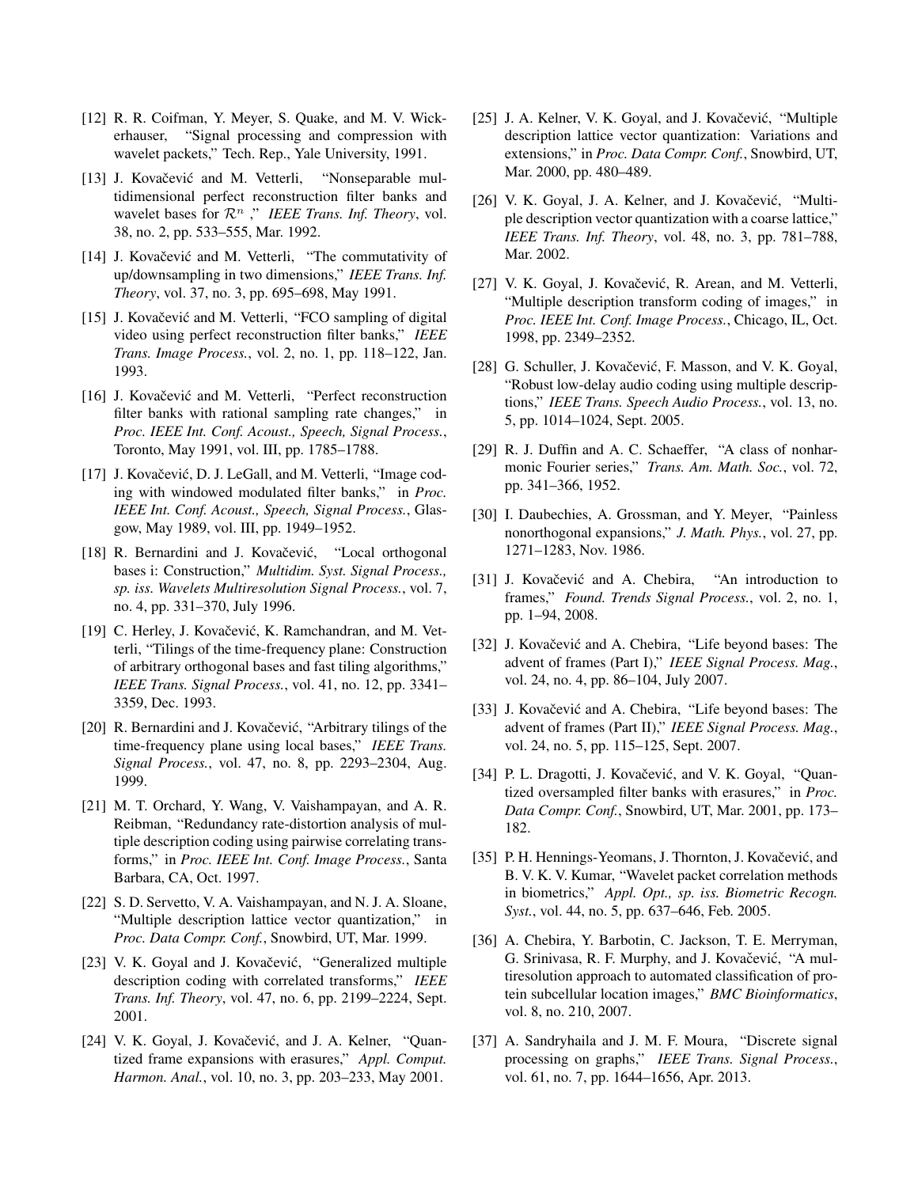[12] R. R. Coifman, Y. Meyer, S. Quake, and M. V. Wickerhauser, "Signal processing and compression with wavelet packets," Tech. Rep., Yale University, 1991.

[13] J. Kovačević and M. Vetterli, "Nonseparable multidimensional perfect reconstruction filter banks and wavelet bases for $\mathcal{R}^n$ ," *IEEE Trans. Inf. Theory*, vol. 38, no. 2, pp. 533–555, Mar. 1992.

[14] J. Kovačević and M. Vetterli, "The commutativity of up/downsampling in two dimensions," *IEEE Trans. Inf. Theory*, vol. 37, no. 3, pp. 695–698, May 1991.

[15] J. Kovačević and M. Vetterli, "FCO sampling of digital video using perfect reconstruction filter banks," *IEEE Trans. Image Process.*, vol. 2, no. 1, pp. 118–122, Jan. 1993.

[16] J. Kovačević and M. Vetterli, "Perfect reconstruction filter banks with rational sampling rate changes," in *Proc. IEEE Int. Conf. Acoust., Speech, Signal Process.*, Toronto, May 1991, vol. III, pp. 1785–1788.

[17] J. Kovačević, D. J. LeGall, and M. Vetterli, "Image coding with windowed modulated filter banks," in *Proc. IEEE Int. Conf. Acoust., Speech, Signal Process.*, Glasgow, May 1989, vol. III, pp. 1949–1952.

[18] R. Bernardini and J. Kovačević, "Local orthogonal bases i: Construction," *Multidim. Syst. Signal Process., sp. iss. Wavelets Multiresolution Signal Process.*, vol. 7, no. 4, pp. 331–370, July 1996.

[19] C. Herley, J. Kovačević, K. Ramchandran, and M. Vetterli, "Tilings of the time-frequency plane: Construction of arbitrary orthogonal bases and fast tiling algorithms," *IEEE Trans. Signal Process.*, vol. 41, no. 12, pp. 3341–3359, Dec. 1993.

[20] R. Bernardini and J. Kovačević, "Arbitrary tilings of the time-frequency plane using local bases," *IEEE Trans. Signal Process.*, vol. 47, no. 8, pp. 2293–2304, Aug. 1999.

[21] M. T. Orchard, Y. Wang, V. Vaishampayan, and A. R. Reibman, "Redundancy rate-distortion analysis of multiple description coding using pairwise correlating transforms," in *Proc. IEEE Int. Conf. Image Process.*, Santa Barbara, CA, Oct. 1997.

[22] S. D. Servetto, V. A. Vaishampayan, and N. J. A. Sloane, "Multiple description lattice vector quantization," in *Proc. Data Compr. Conf.*, Snowbird, UT, Mar. 1999.

[23] V. K. Goyal and J. Kovačević, "Generalized multiple description coding with correlated transforms," *IEEE Trans. Inf. Theory*, vol. 47, no. 6, pp. 2199–2224, Sept. 2001.

[24] V. K. Goyal, J. Kovačević, and J. A. Kelner, "Quantized frame expansions with erasures," *Appl. Comput. Harmon. Anal.*, vol. 10, no. 3, pp. 203–233, May 2001.

[25] J. A. Kelner, V. K. Goyal, and J. Kovačević, "Multiple description lattice vector quantization: Variations and extensions," in *Proc. Data Compr. Conf.*, Snowbird, UT, Mar. 2000, pp. 480–489.

[26] V. K. Goyal, J. A. Kelner, and J. Kovačević, "Multiple description vector quantization with a coarse lattice," *IEEE Trans. Inf. Theory*, vol. 48, no. 3, pp. 781–788, Mar. 2002.

[27] V. K. Goyal, J. Kovačević, R. Arean, and M. Vetterli, "Multiple description transform coding of images," in *Proc. IEEE Int. Conf. Image Process.*, Chicago, IL, Oct. 1998, pp. 2349–2352.

[28] G. Schuller, J. Kovačević, F. Masson, and V. K. Goyal, "Robust low-delay audio coding using multiple descriptions," *IEEE Trans. Speech Audio Process.*, vol. 13, no. 5, pp. 1014–1024, Sept. 2005.

[29] R. J. Duffin and A. C. Schaeffer, "A class of nonharmonic Fourier series," *Trans. Am. Math. Soc.*, vol. 72, pp. 341–366, 1952.

[30] I. Daubechies, A. Grossman, and Y. Meyer, "Painless nonorthogonal expansions," *J. Math. Phys.*, vol. 27, pp. 1271–1283, Nov. 1986.

[31] J. Kovačević and A. Chebira, "An introduction to frames," *Found. Trends Signal Process.*, vol. 2, no. 1, pp. 1–94, 2008.

[32] J. Kovačević and A. Chebira, "Life beyond bases: The advent of frames (Part I)," *IEEE Signal Process. Mag.*, vol. 24, no. 4, pp. 86–104, July 2007.

[33] J. Kovačević and A. Chebira, "Life beyond bases: The advent of frames (Part II)," *IEEE Signal Process. Mag.*, vol. 24, no. 5, pp. 115–125, Sept. 2007.

[34] P. L. Dragotti, J. Kovačević, and V. K. Goyal, "Quantized oversampled filter banks with erasures," in *Proc. Data Compr. Conf.*, Snowbird, UT, Mar. 2001, pp. 173–182.

[35] P. H. Hennings-Yeomans, J. Thornton, J. Kovačević, and B. V. K. V. Kumar, "Wavelet packet correlation methods in biometrics," *Appl. Opt., sp. iss. Biometric Recogn. Syst.*, vol. 44, no. 5, pp. 637–646, Feb. 2005.

[36] A. Chebira, Y. Barbotin, C. Jackson, T. E. Merryman, G. Srinivasa, R. F. Murphy, and J. Kovačević, "A multiresolution approach to automated classification of protein subcellular location images," *BMC Bioinformatics*, vol. 8, no. 210, 2007.

[37] A. Sandryhaila and J. M. F. Moura, "Discrete signal processing on graphs," *IEEE Trans. Signal Process.*, vol. 61, no. 7, pp. 1644–1656, Apr. 2013.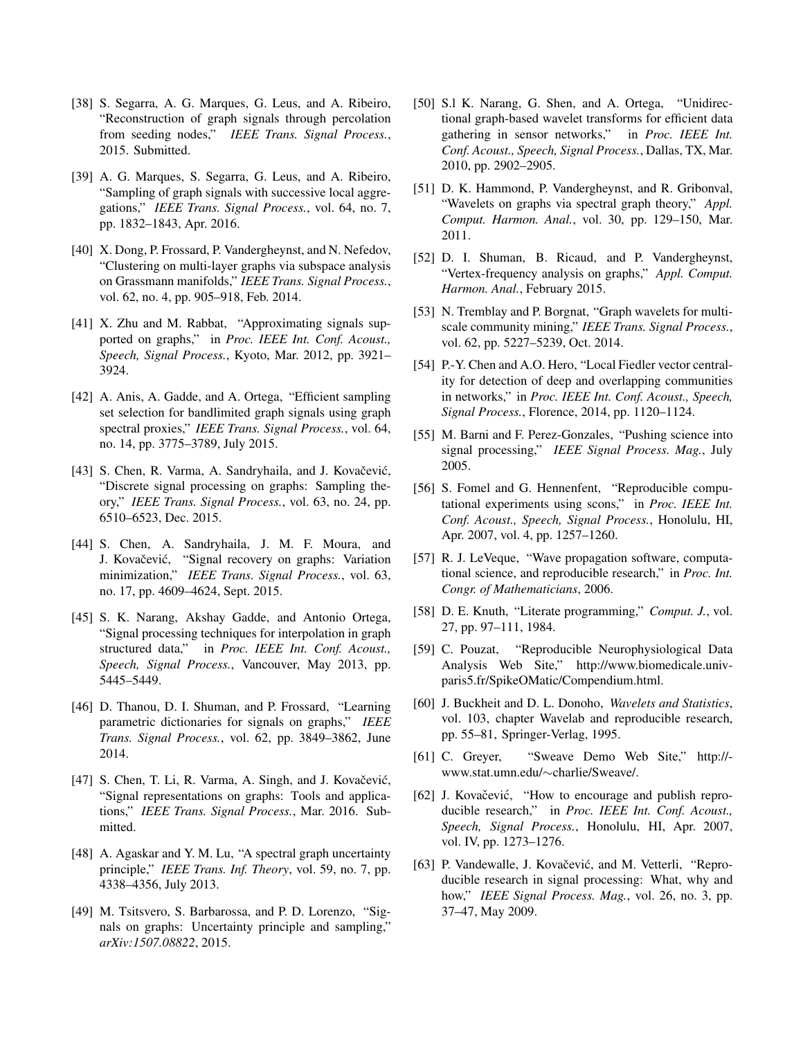[38] S. Segarra, A. G. Marques, G. Leus, and A. Ribeiro, "Reconstruction of graph signals through percolation from seeding nodes," *IEEE Trans. Signal Process.*, 2015. Submitted.

[39] A. G. Marques, S. Segarra, G. Leus, and A. Ribeiro, "Sampling of graph signals with successive local aggregations," *IEEE Trans. Signal Process.*, vol. 64, no. 7, pp. 1832–1843, Apr. 2016.

[40] X. Dong, P. Frossard, P. Vandergheynst, and N. Nefedov, "Clustering on multi-layer graphs via subspace analysis on Grassmann manifolds," *IEEE Trans. Signal Process.*, vol. 62, no. 4, pp. 905–918, Feb. 2014.

[41] X. Zhu and M. Rabbat, "Approximating signals supported on graphs," in *Proc. IEEE Int. Conf. Acoust., Speech, Signal Process.*, Kyoto, Mar. 2012, pp. 3921–3924.

[42] A. Anis, A. Gadde, and A. Ortega, "Efficient sampling set selection for bandlimited graph signals using graph spectral proxies," *IEEE Trans. Signal Process.*, vol. 64, no. 14, pp. 3775–3789, July 2015.

[43] S. Chen, R. Varma, A. Sandryhaila, and J. Kovačević, "Discrete signal processing on graphs: Sampling theory," *IEEE Trans. Signal Process.*, vol. 63, no. 24, pp. 6510–6523, Dec. 2015.

[44] S. Chen, A. Sandryhaila, J. M. F. Moura, and J. Kovačević, "Signal recovery on graphs: Variation minimization," *IEEE Trans. Signal Process.*, vol. 63, no. 17, pp. 4609–4624, Sept. 2015.

[45] S. K. Narang, Akshay Gadde, and Antonio Ortega, "Signal processing techniques for interpolation in graph structured data," in *Proc. IEEE Int. Conf. Acoust., Speech, Signal Process.*, Vancouver, May 2013, pp. 5445–5449.

[46] D. Thanou, D. I. Shuman, and P. Frossard, "Learning parametric dictionaries for signals on graphs," *IEEE Trans. Signal Process.*, vol. 62, pp. 3849–3862, June 2014.

[47] S. Chen, T. Li, R. Varma, A. Singh, and J. Kovačević, "Signal representations on graphs: Tools and applications," *IEEE Trans. Signal Process.*, Mar. 2016. Submitted.

[48] A. Agaskar and Y. M. Lu, "A spectral graph uncertainty principle," *IEEE Trans. Inf. Theory*, vol. 59, no. 7, pp. 4338–4356, July 2013.

[49] M. Tsitsvero, S. Barbarossa, and P. D. Lorenzo, "Signals on graphs: Uncertainty principle and sampling," *arXiv:1507.08822*, 2015.

[50] S.l K. Narang, G. Shen, and A. Ortega, "Unidirectional graph-based wavelet transforms for efficient data gathering in sensor networks," in *Proc. IEEE Int. Conf. Acoust., Speech, Signal Process.*, Dallas, TX, Mar. 2010, pp. 2902–2905.

[51] D. K. Hammond, P. Vandergheynst, and R. Gribonval, "Wavelets on graphs via spectral graph theory," *Appl. Comput. Harmon. Anal.*, vol. 30, pp. 129–150, Mar. 2011.

[52] D. I. Shuman, B. Ricaud, and P. Vandergheynst, "Vertex-frequency analysis on graphs," *Appl. Comput. Harmon. Anal.*, February 2015.

[53] N. Tremblay and P. Borgnat, "Graph wavelets for multiscale community mining," *IEEE Trans. Signal Process.*, vol. 62, pp. 5227–5239, Oct. 2014.

[54] P.-Y. Chen and A.O. Hero, "Local Fiedler vector centrality for detection of deep and overlapping communities in networks," in *Proc. IEEE Int. Conf. Acoust., Speech, Signal Process.*, Florence, 2014, pp. 1120–1124.

[55] M. Barni and F. Perez-Gonzales, "Pushing science into signal processing," *IEEE Signal Process. Mag.*, July 2005.

[56] S. Fomel and G. Hennenfent, "Reproducible computational experiments using scons," in *Proc. IEEE Int. Conf. Acoust., Speech, Signal Process.*, Honolulu, HI, Apr. 2007, vol. 4, pp. 1257–1260.

[57] R. J. LeVeque, "Wave propagation software, computational science, and reproducible research," in *Proc. Int. Congr. of Mathematicians*, 2006.

[58] D. E. Knuth, "Literate programming," *Comput. J.*, vol. 27, pp. 97–111, 1984.

[59] C. Pouzat, "Reproducible Neurophysiological Data Analysis Web Site," http://www.biomedicale.univ-paris5.fr/SpikeOMatic/Compendium.html.

[60] J. Buckheit and D. L. Donoho, *Wavelets and Statistics*, vol. 103, chapter Wavelab and reproducible research, pp. 55–81, Springer-Verlag, 1995.

[61] C. Greyer, "Sweave Demo Web Site," http://-www.stat.umn.edu/∼charlie/Sweave/.

[62] J. Kovačević, "How to encourage and publish reproducible research," in *Proc. IEEE Int. Conf. Acoust., Speech, Signal Process.*, Honolulu, HI, Apr. 2007, vol. IV, pp. 1273–1276.

[63] P. Vandewalle, J. Kovačević, and M. Vetterli, "Reproducible research in signal processing: What, why and how," *IEEE Signal Process. Mag.*, vol. 26, no. 3, pp. 37–47, May 2009.